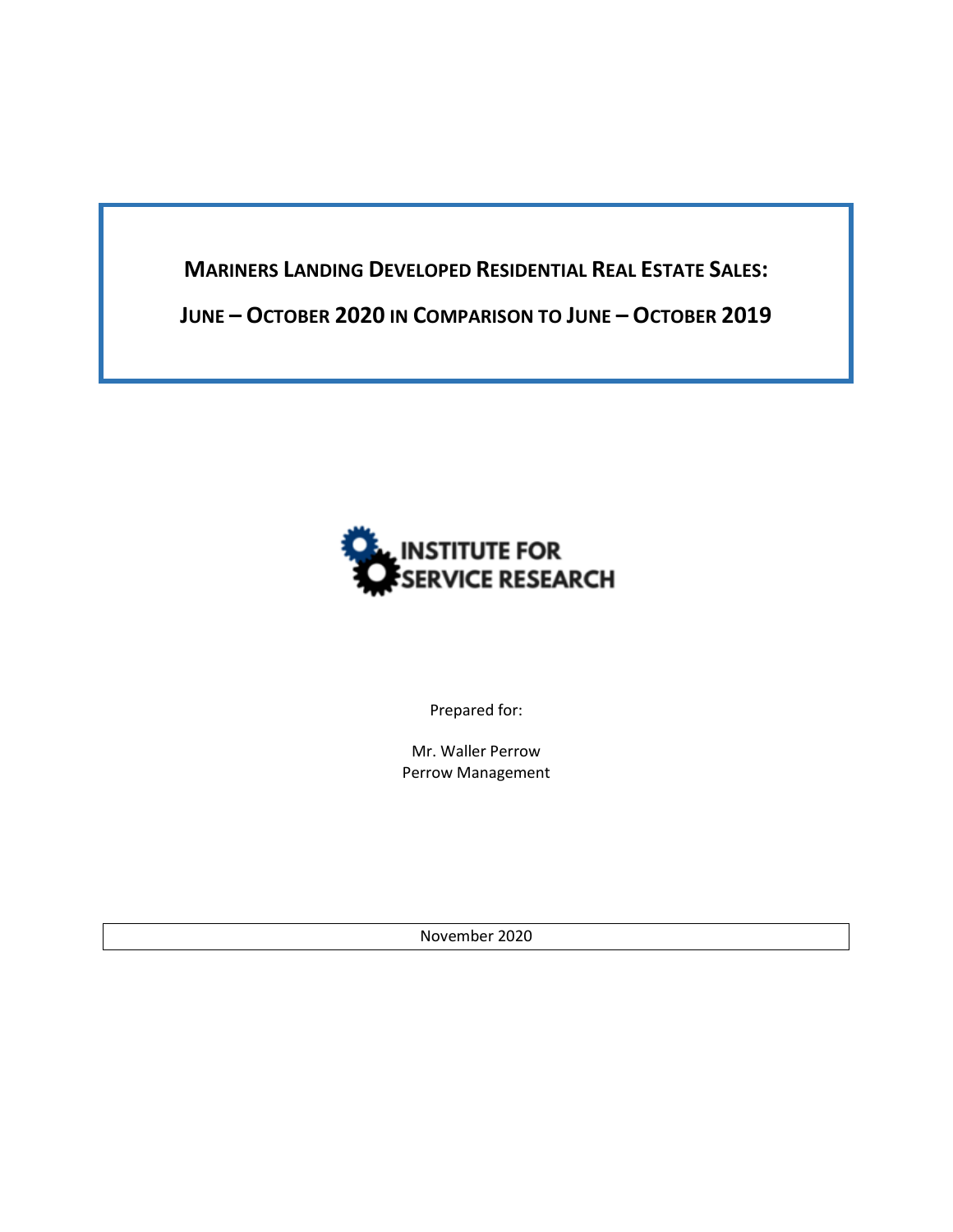# Mariners Landing Developed Residential Real Estate Sales:

# June – October 2020 in Comparison to June – October 2019

INSTITUTE FOR SERVICE RESEARCH

Prepared for:

Mr. Waller Perrow
Perrow Management

November 2020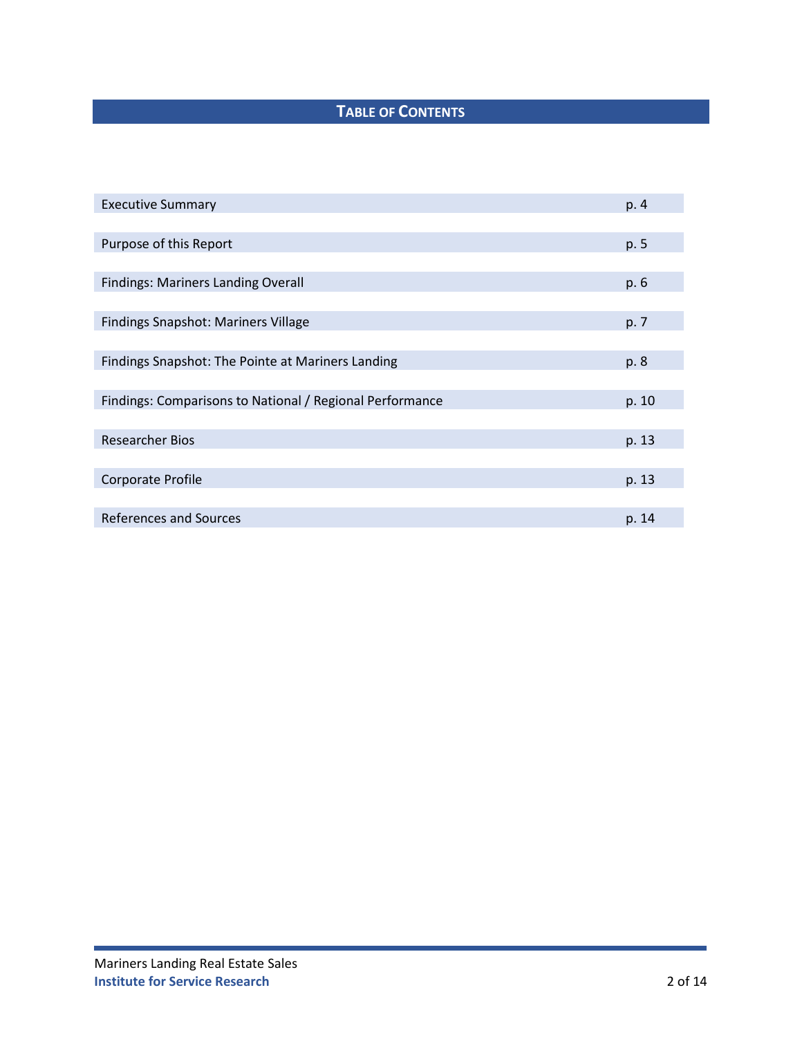## TABLE OF CONTENTS

| | |
|---|---|
| Executive Summary | p. 4 |
| Purpose of this Report | p. 5 |
| Findings: Mariners Landing Overall | p. 6 |
| Findings Snapshot: Mariners Village | p. 7 |
| Findings Snapshot: The Pointe at Mariners Landing | p. 8 |
| Findings: Comparisons to National / Regional Performance | p. 10 |
| Researcher Bios | p. 13 |
| Corporate Profile | p. 13 |
| References and Sources | p. 14 |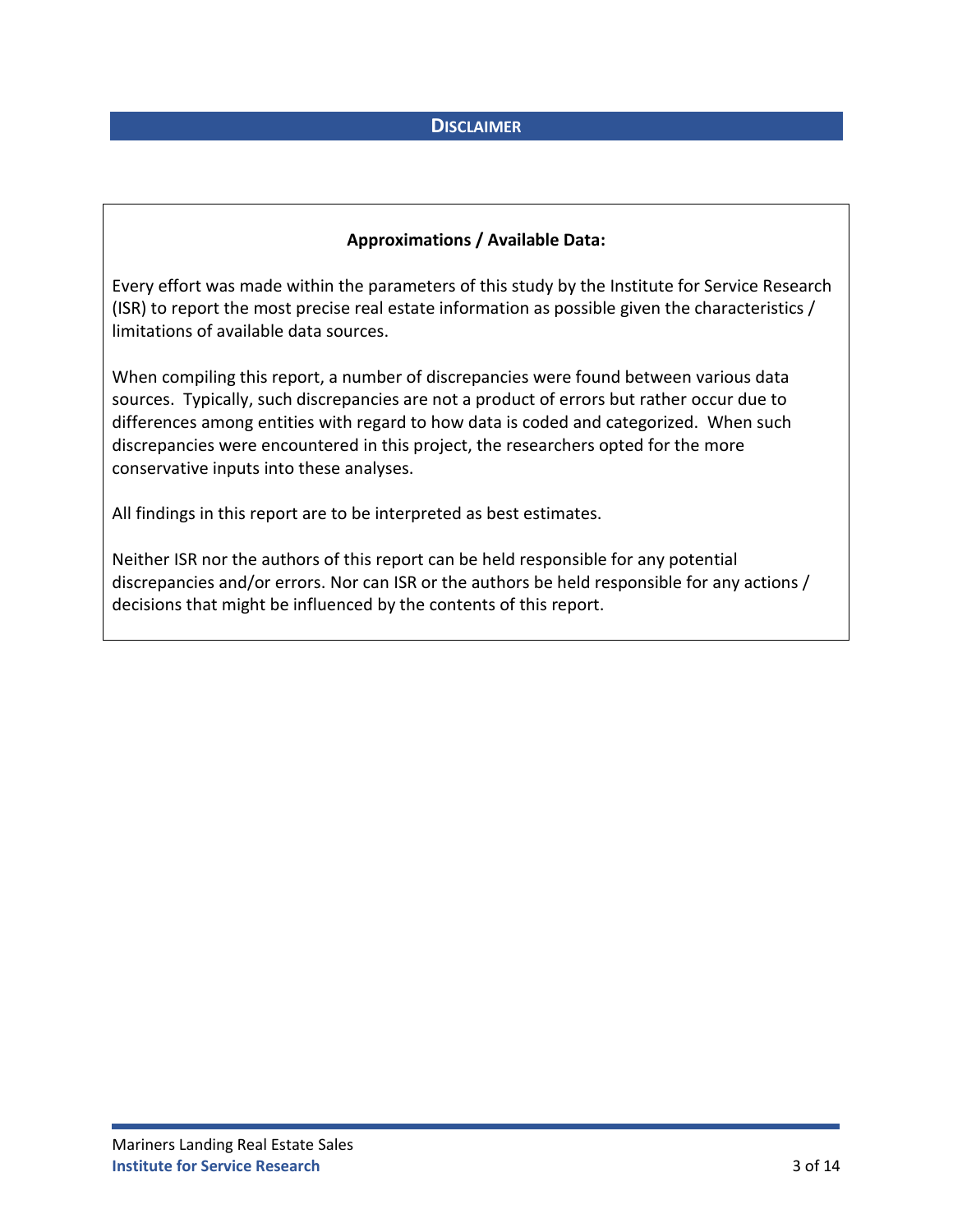# Disclaimer

### Approximations / Available Data:

Every effort was made within the parameters of this study by the Institute for Service Research (ISR) to report the most precise real estate information as possible given the characteristics / limitations of available data sources.

When compiling this report, a number of discrepancies were found between various data sources. Typically, such discrepancies are not a product of errors but rather occur due to differences among entities with regard to how data is coded and categorized. When such discrepancies were encountered in this project, the researchers opted for the more conservative inputs into these analyses.

All findings in this report are to be interpreted as best estimates.

Neither ISR nor the authors of this report can be held responsible for any potential discrepancies and/or errors. Nor can ISR or the authors be held responsible for any actions / decisions that might be influenced by the contents of this report.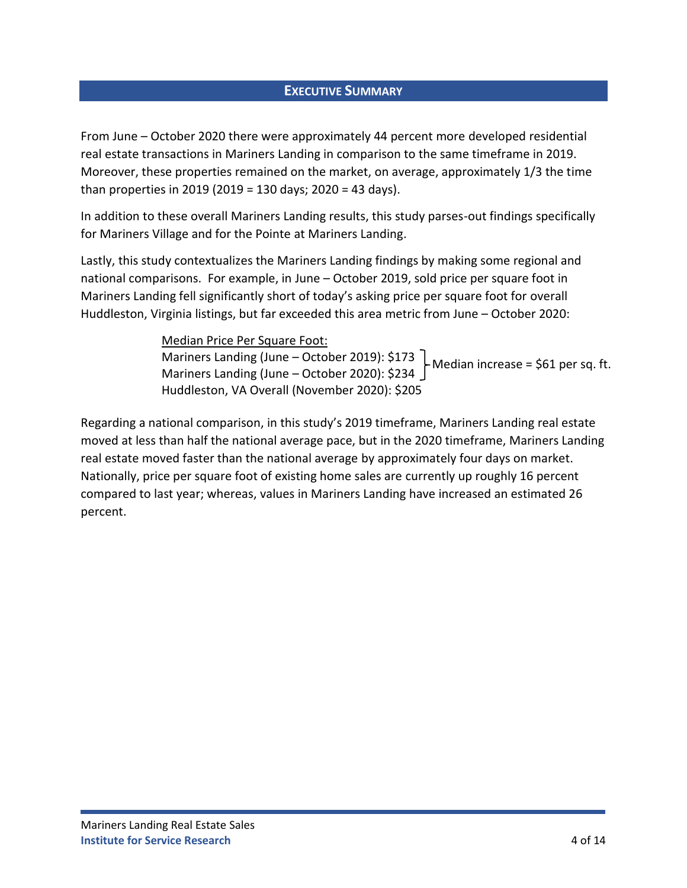## EXECUTIVE SUMMARY

From June – October 2020 there were approximately 44 percent more developed residential real estate transactions in Mariners Landing in comparison to the same timeframe in 2019. Moreover, these properties remained on the market, on average, approximately 1/3 the time than properties in 2019 (2019 = 130 days; 2020 = 43 days).

In addition to these overall Mariners Landing results, this study parses-out findings specifically for Mariners Village and for the Pointe at Mariners Landing.

Lastly, this study contextualizes the Mariners Landing findings by making some regional and national comparisons. For example, in June – October 2019, sold price per square foot in Mariners Landing fell significantly short of today's asking price per square foot for overall Huddleston, Virginia listings, but far exceeded this area metric from June – October 2020:

Median Price Per Square Foot:
Mariners Landing (June – October 2019): $173
Mariners Landing (June – October 2020): $234
(Median increase = $61 per sq. ft.)
Huddleston, VA Overall (November 2020): $205

Regarding a national comparison, in this study's 2019 timeframe, Mariners Landing real estate moved at less than half the national average pace, but in the 2020 timeframe, Mariners Landing real estate moved faster than the national average by approximately four days on market. Nationally, price per square foot of existing home sales are currently up roughly 16 percent compared to last year; whereas, values in Mariners Landing have increased an estimated 26 percent.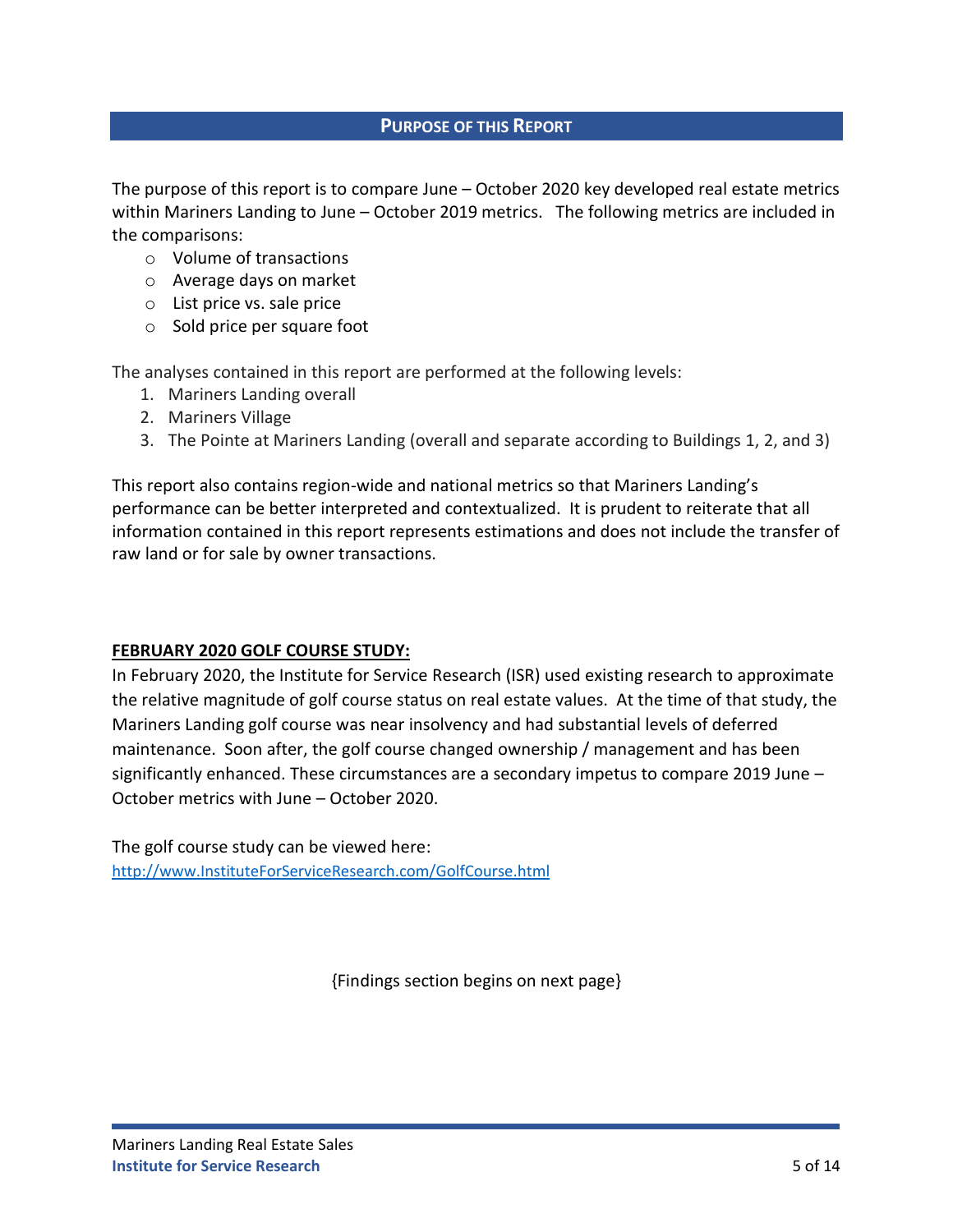## Purpose of this Report

The purpose of this report is to compare June – October 2020 key developed real estate metrics within Mariners Landing to June – October 2019 metrics. The following metrics are included in the comparisons:

- Volume of transactions
- Average days on market
- List price vs. sale price
- Sold price per square foot

The analyses contained in this report are performed at the following levels:

1. Mariners Landing overall
2. Mariners Village
3. The Pointe at Mariners Landing (overall and separate according to Buildings 1, 2, and 3)

This report also contains region-wide and national metrics so that Mariners Landing's performance can be better interpreted and contextualized. It is prudent to reiterate that all information contained in this report represents estimations and does not include the transfer of raw land or for sale by owner transactions.

**FEBRUARY 2020 GOLF COURSE STUDY:**

In February 2020, the Institute for Service Research (ISR) used existing research to approximate the relative magnitude of golf course status on real estate values. At the time of that study, the Mariners Landing golf course was near insolvency and had substantial levels of deferred maintenance. Soon after, the golf course changed ownership / management and has been significantly enhanced. These circumstances are a secondary impetus to compare 2019 June – October metrics with June – October 2020.

The golf course study can be viewed here:
http://www.InstituteForServiceResearch.com/GolfCourse.html

{Findings section begins on next page}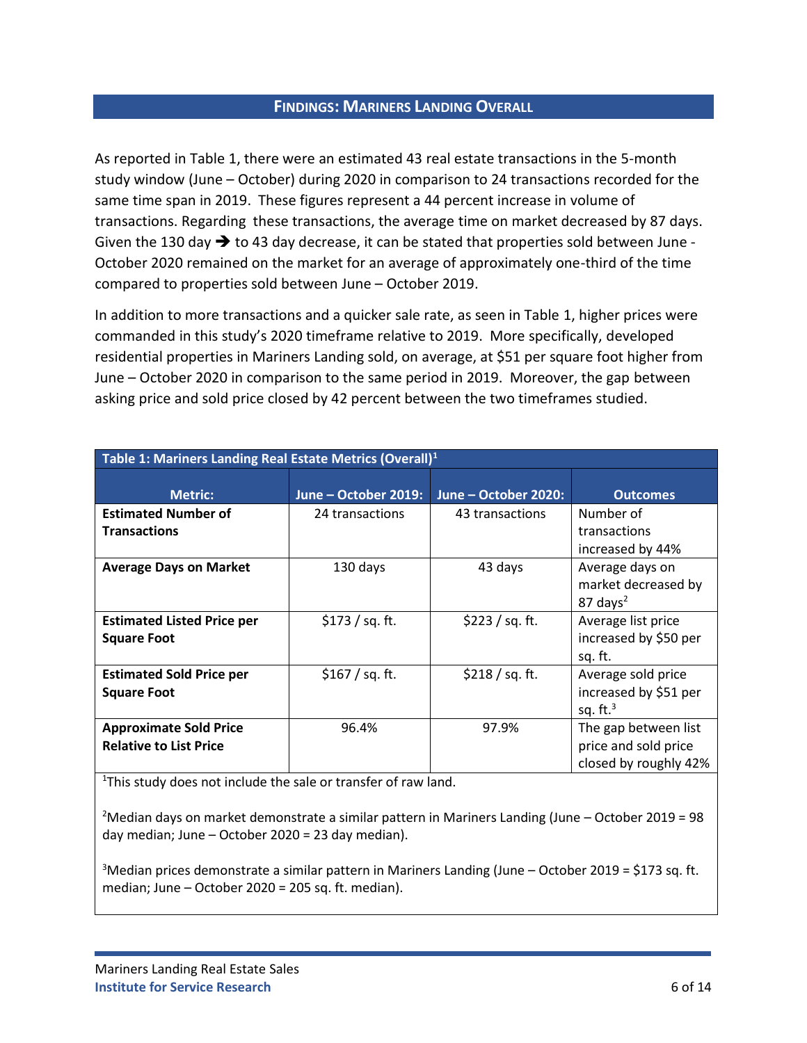## FINDINGS: MARINERS LANDING OVERALL

As reported in Table 1, there were an estimated 43 real estate transactions in the 5-month study window (June – October) during 2020 in comparison to 24 transactions recorded for the same time span in 2019. These figures represent a 44 percent increase in volume of transactions. Regarding these transactions, the average time on market decreased by 87 days. Given the 130 day ➔ to 43 day decrease, it can be stated that properties sold between June - October 2020 remained on the market for an average of approximately one-third of the time compared to properties sold between June – October 2019.

In addition to more transactions and a quicker sale rate, as seen in Table 1, higher prices were commanded in this study's 2020 timeframe relative to 2019. More specifically, developed residential properties in Mariners Landing sold, on average, at $51 per square foot higher from June – October 2020 in comparison to the same period in 2019. Moreover, the gap between asking price and sold price closed by 42 percent between the two timeframes studied.

**Table 1: Mariners Landing Real Estate Metrics (Overall)[1]**

| Metric: | June – October 2019: | June – October 2020: | Outcomes |
|---|---|---|---|
| **Estimated Number of Transactions** | 24 transactions | 43 transactions | Number of transactions increased by 44% |
| **Average Days on Market** | 130 days | 43 days | Average days on market decreased by 87 days[2] |
| **Estimated Listed Price per Square Foot** | $173 / sq. ft. | $223 / sq. ft. | Average list price increased by $50 per sq. ft. |
| **Estimated Sold Price per Square Foot** | $167 / sq. ft. | $218 / sq. ft. | Average sold price increased by $51 per sq. ft.[3] |
| **Approximate Sold Price Relative to List Price** | 96.4% | 97.9% | The gap between list price and sold price closed by roughly 42% |

[1]This study does not include the sale or transfer of raw land.

[2]Median days on market demonstrate a similar pattern in Mariners Landing (June – October 2019 = 98 day median; June – October 2020 = 23 day median).

[3]Median prices demonstrate a similar pattern in Mariners Landing (June – October 2019 = $173 sq. ft. median; June – October 2020 = 205 sq. ft. median).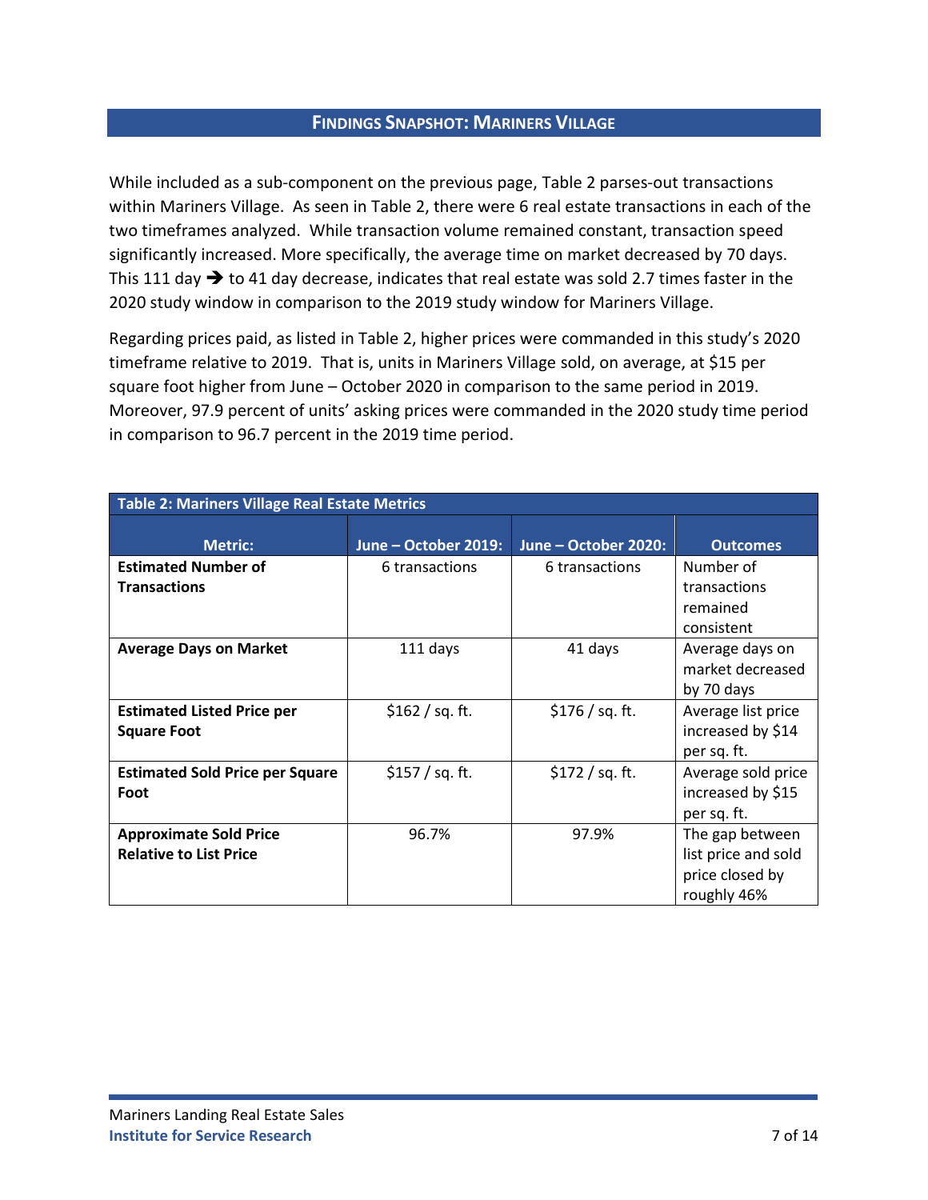## Findings Snapshot: Mariners Village

While included as a sub-component on the previous page, Table 2 parses-out transactions within Mariners Village. As seen in Table 2, there were 6 real estate transactions in each of the two timeframes analyzed. While transaction volume remained constant, transaction speed significantly increased. More specifically, the average time on market decreased by 70 days. This 111 day ➔ to 41 day decrease, indicates that real estate was sold 2.7 times faster in the 2020 study window in comparison to the 2019 study window for Mariners Village.

Regarding prices paid, as listed in Table 2, higher prices were commanded in this study's 2020 timeframe relative to 2019. That is, units in Mariners Village sold, on average, at $15 per square foot higher from June – October 2020 in comparison to the same period in 2019. Moreover, 97.9 percent of units' asking prices were commanded in the 2020 study time period in comparison to 96.7 percent in the 2019 time period.

**Table 2: Mariners Village Real Estate Metrics**

| Metric: | June – October 2019: | June – October 2020: | Outcomes |
|---|---|---|---|
| **Estimated Number of Transactions** | 6 transactions | 6 transactions | Number of transactions remained consistent |
| **Average Days on Market** | 111 days | 41 days | Average days on market decreased by 70 days |
| **Estimated Listed Price per Square Foot** | $162 / sq. ft. | $176 / sq. ft. | Average list price increased by $14 per sq. ft. |
| **Estimated Sold Price per Square Foot** | $157 / sq. ft. | $172 / sq. ft. | Average sold price increased by $15 per sq. ft. |
| **Approximate Sold Price Relative to List Price** | 96.7% | 97.9% | The gap between list price and sold price closed by roughly 46% |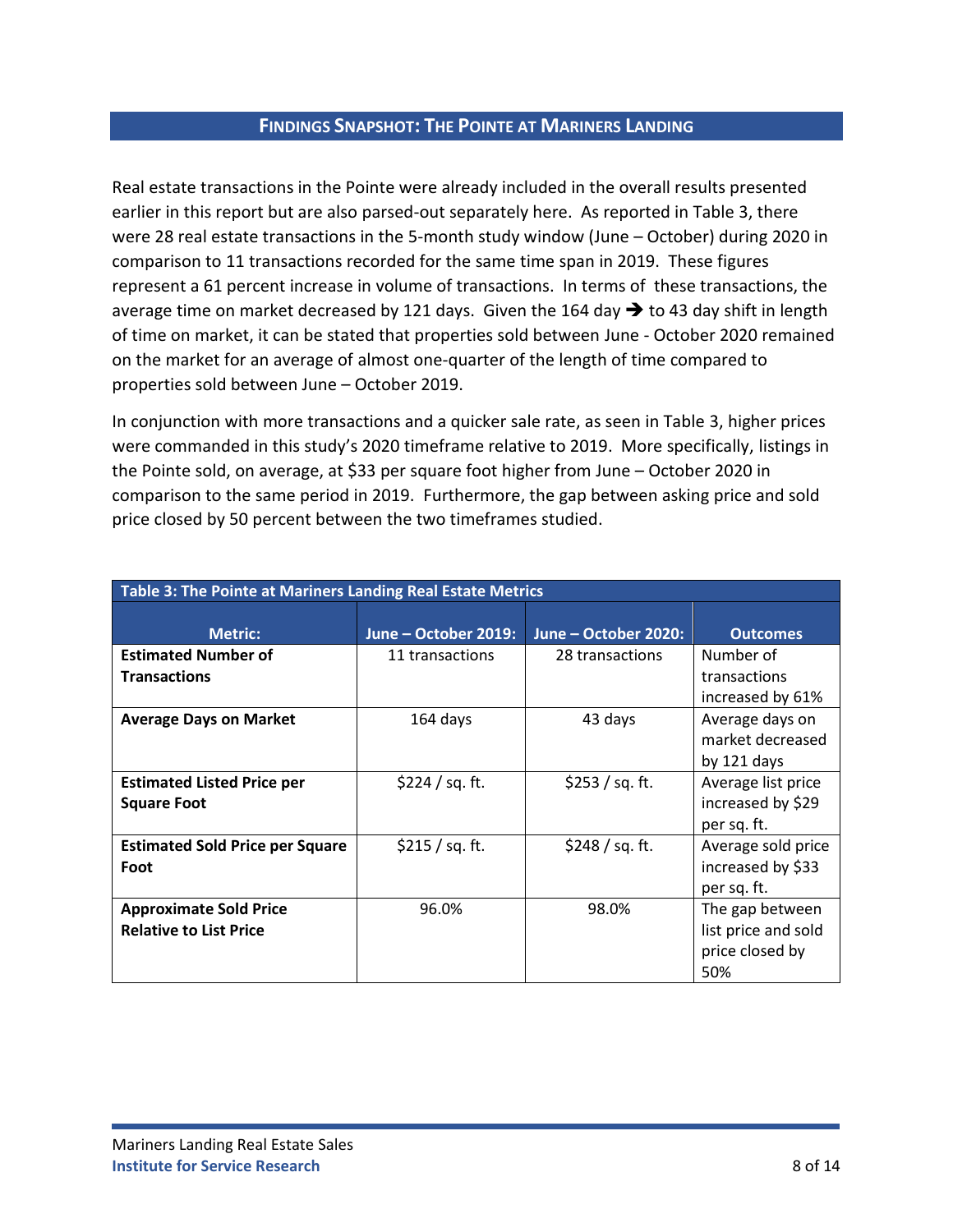## Findings Snapshot: The Pointe at Mariners Landing

Real estate transactions in the Pointe were already included in the overall results presented earlier in this report but are also parsed-out separately here. As reported in Table 3, there were 28 real estate transactions in the 5-month study window (June – October) during 2020 in comparison to 11 transactions recorded for the same time span in 2019. These figures represent a 61 percent increase in volume of transactions. In terms of these transactions, the average time on market decreased by 121 days. Given the 164 day ➔ to 43 day shift in length of time on market, it can be stated that properties sold between June - October 2020 remained on the market for an average of almost one-quarter of the length of time compared to properties sold between June – October 2019.

In conjunction with more transactions and a quicker sale rate, as seen in Table 3, higher prices were commanded in this study's 2020 timeframe relative to 2019. More specifically, listings in the Pointe sold, on average, at $33 per square foot higher from June – October 2020 in comparison to the same period in 2019. Furthermore, the gap between asking price and sold price closed by 50 percent between the two timeframes studied.

**Table 3: The Pointe at Mariners Landing Real Estate Metrics**

| Metric: | June – October 2019: | June – October 2020: | Outcomes |
|---|---|---|---|
| **Estimated Number of Transactions** | 11 transactions | 28 transactions | Number of transactions increased by 61% |
| **Average Days on Market** | 164 days | 43 days | Average days on market decreased by 121 days |
| **Estimated Listed Price per Square Foot** | $224 / sq. ft. | $253 / sq. ft. | Average list price increased by $29 per sq. ft. |
| **Estimated Sold Price per Square Foot** | $215 / sq. ft. | $248 / sq. ft. | Average sold price increased by $33 per sq. ft. |
| **Approximate Sold Price Relative to List Price** | 96.0% | 98.0% | The gap between list price and sold price closed by 50% |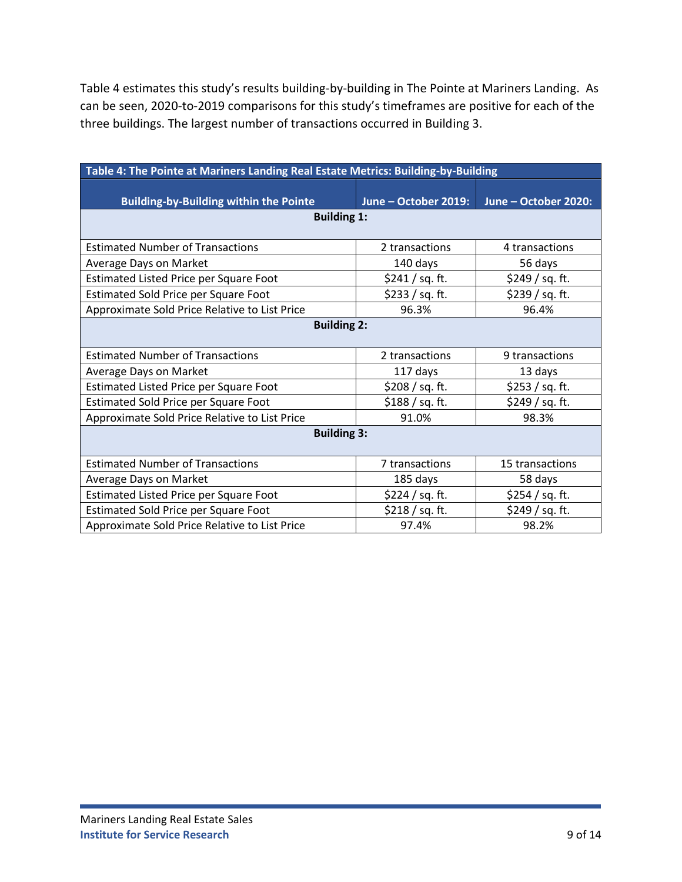Table 4 estimates this study's results building-by-building in The Pointe at Mariners Landing. As can be seen, 2020-to-2019 comparisons for this study's timeframes are positive for each of the three buildings. The largest number of transactions occurred in Building 3.

**Table 4: The Pointe at Mariners Landing Real Estate Metrics: Building-by-Building**

| Building-by-Building within the Pointe | June – October 2019: | June – October 2020: |
|---|---|---|
| **Building 1:** | | |
| Estimated Number of Transactions | 2 transactions | 4 transactions |
| Average Days on Market | 140 days | 56 days |
| Estimated Listed Price per Square Foot | $241 / sq. ft. | $249 / sq. ft. |
| Estimated Sold Price per Square Foot | $233 / sq. ft. | $239 / sq. ft. |
| Approximate Sold Price Relative to List Price | 96.3% | 96.4% |
| **Building 2:** | | |
| Estimated Number of Transactions | 2 transactions | 9 transactions |
| Average Days on Market | 117 days | 13 days |
| Estimated Listed Price per Square Foot | $208 / sq. ft. | $253 / sq. ft. |
| Estimated Sold Price per Square Foot | $188 / sq. ft. | $249 / sq. ft. |
| Approximate Sold Price Relative to List Price | 91.0% | 98.3% |
| **Building 3:** | | |
| Estimated Number of Transactions | 7 transactions | 15 transactions |
| Average Days on Market | 185 days | 58 days |
| Estimated Listed Price per Square Foot | $224 / sq. ft. | $254 / sq. ft. |
| Estimated Sold Price per Square Foot | $218 / sq. ft. | $249 / sq. ft. |
| Approximate Sold Price Relative to List Price | 97.4% | 98.2% |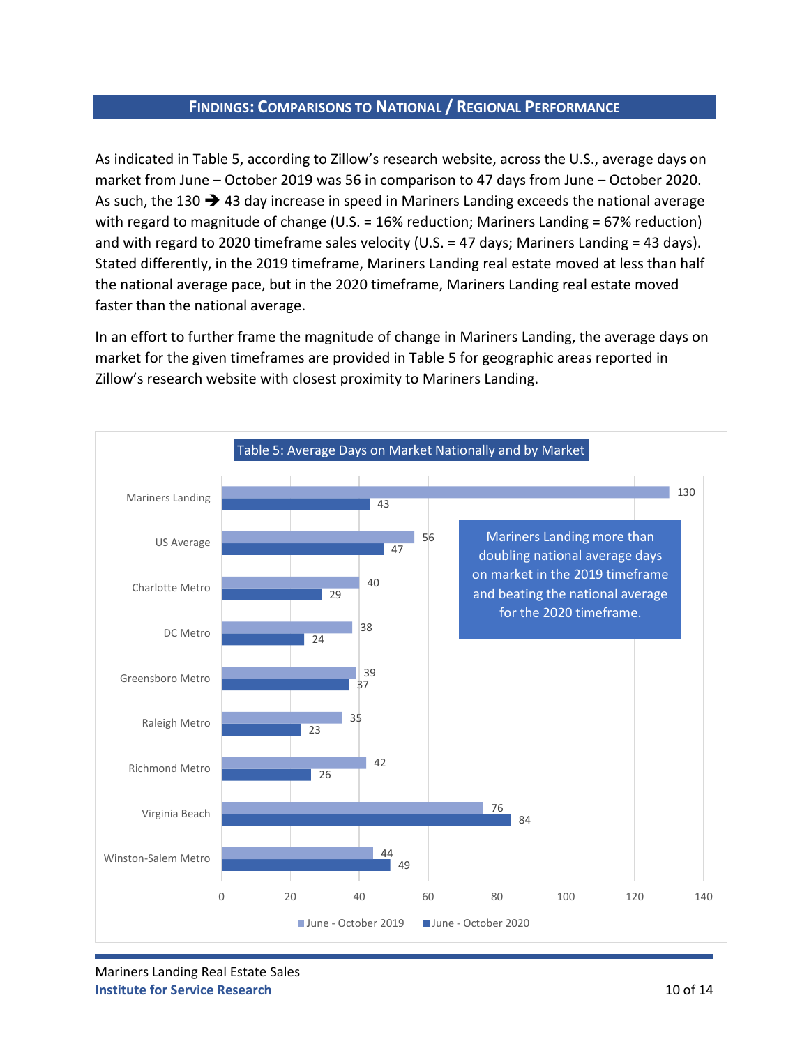## Findings: Comparisons to National / Regional Performance

As indicated in Table 5, according to Zillow's research website, across the U.S., average days on market from June – October 2019 was 56 in comparison to 47 days from June – October 2020. As such, the 130 ➔ 43 day increase in speed in Mariners Landing exceeds the national average with regard to magnitude of change (U.S. = 16% reduction; Mariners Landing = 67% reduction) and with regard to 2020 timeframe sales velocity (U.S. = 47 days; Mariners Landing = 43 days). Stated differently, in the 2019 timeframe, Mariners Landing real estate moved at less than half the national average pace, but in the 2020 timeframe, Mariners Landing real estate moved faster than the national average.

In an effort to further frame the magnitude of change in Mariners Landing, the average days on market for the given timeframes are provided in Table 5 for geographic areas reported in Zillow's research website with closest proximity to Mariners Landing.

Table 5: Average Days on Market Nationally and by Market

Mariners Landing: 130, 43

US Average: 56, 47

Charlotte Metro: 40, 29

DC Metro: 38, 24

Greensboro Metro: 39, 37

Raleigh Metro: 35, 23

Richmond Metro: 42, 26

Virginia Beach: 76, 84

Winston-Salem Metro: 44, 49

0 20 40 60 80 100 120 140

June - October 2019 | June - October 2020

Mariners Landing more than doubling national average days on market in the 2019 timeframe and beating the national average for the 2020 timeframe.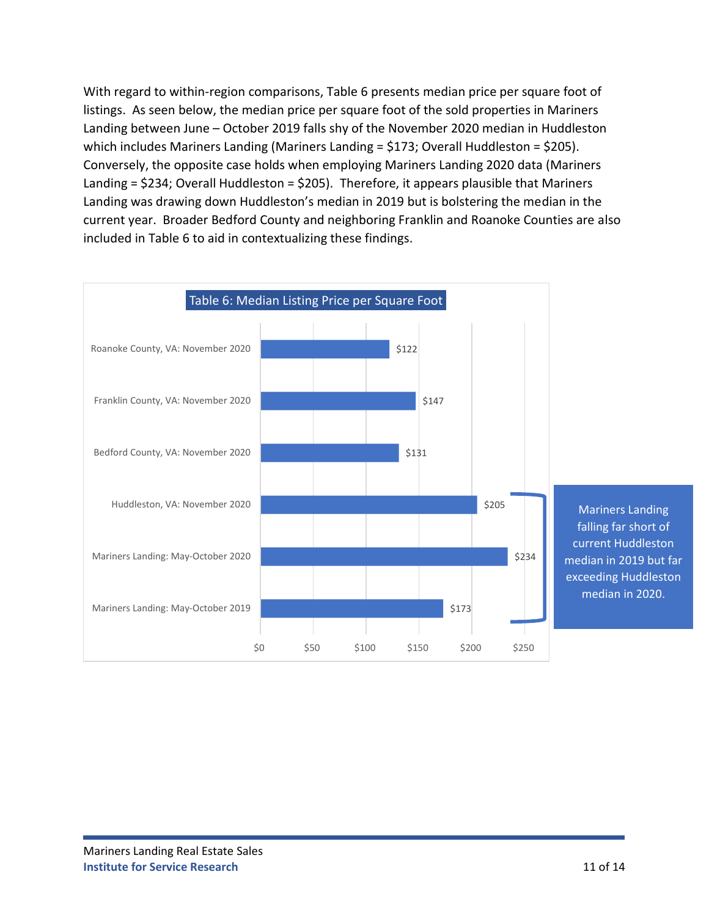With regard to within-region comparisons, Table 6 presents median price per square foot of listings. As seen below, the median price per square foot of the sold properties in Mariners Landing between June – October 2019 falls shy of the November 2020 median in Huddleston which includes Mariners Landing (Mariners Landing = $173; Overall Huddleston = $205). Conversely, the opposite case holds when employing Mariners Landing 2020 data (Mariners Landing = $234; Overall Huddleston = $205). Therefore, it appears plausible that Mariners Landing was drawing down Huddleston's median in 2019 but is bolstering the median in the current year. Broader Bedford County and neighboring Franklin and Roanoke Counties are also included in Table 6 to aid in contextualizing these findings.

Table 6: Median Listing Price per Square Foot

Roanoke County, VA: November 2020 $122

Franklin County, VA: November 2020 $147

Bedford County, VA: November 2020 $131

Huddleston, VA: November 2020 $205

Mariners Landing: May-October 2020 $234

Mariners Landing: May-October 2019 $173

$0 $50 $100 $150 $200 $250

Mariners Landing falling far short of current Huddleston median in 2019 but far exceeding Huddleston median in 2020.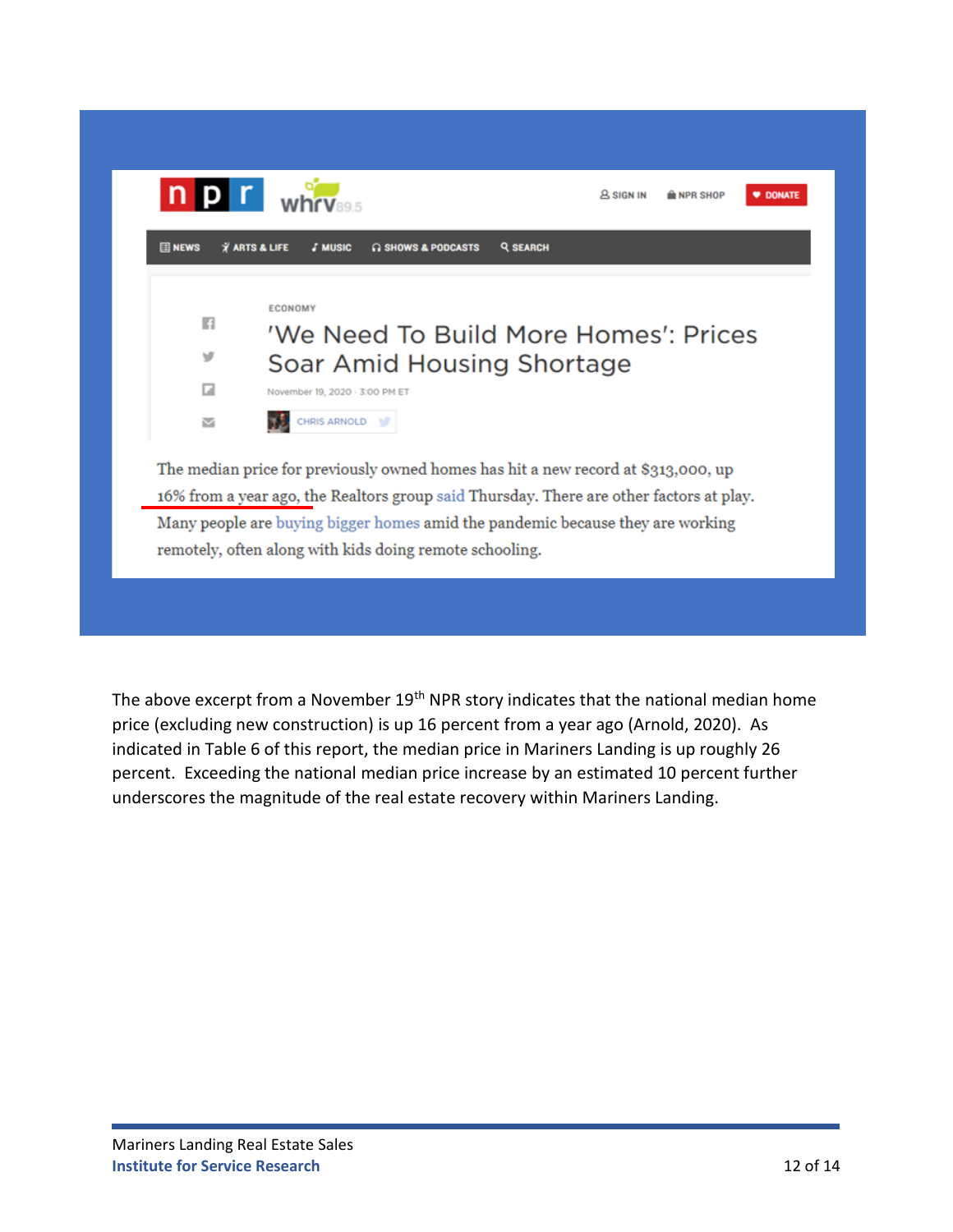ECONOMY

'We Need To Build More Homes': Prices Soar Amid Housing Shortage

November 19, 2020 · 3:00 PM ET

CHRIS ARNOLD

The median price for previously owned homes has hit a new record at $313,000, up 16% from a year ago, the Realtors group said Thursday. There are other factors at play. Many people are buying bigger homes amid the pandemic because they are working remotely, often along with kids doing remote schooling.

The above excerpt from a November 19th NPR story indicates that the national median home price (excluding new construction) is up 16 percent from a year ago (Arnold, 2020). As indicated in Table 6 of this report, the median price in Mariners Landing is up roughly 26 percent. Exceeding the national median price increase by an estimated 10 percent further underscores the magnitude of the real estate recovery within Mariners Landing.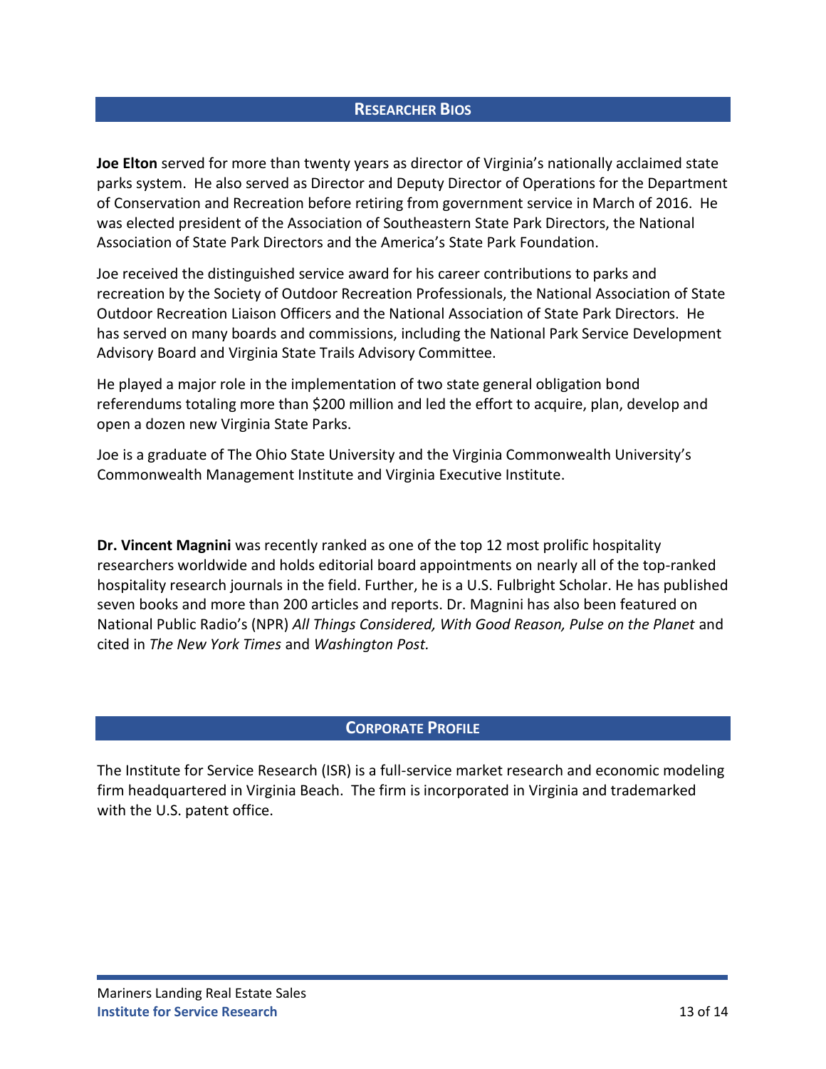## RESEARCHER BIOS

**Joe Elton** served for more than twenty years as director of Virginia's nationally acclaimed state parks system. He also served as Director and Deputy Director of Operations for the Department of Conservation and Recreation before retiring from government service in March of 2016. He was elected president of the Association of Southeastern State Park Directors, the National Association of State Park Directors and the America's State Park Foundation.

Joe received the distinguished service award for his career contributions to parks and recreation by the Society of Outdoor Recreation Professionals, the National Association of State Outdoor Recreation Liaison Officers and the National Association of State Park Directors. He has served on many boards and commissions, including the National Park Service Development Advisory Board and Virginia State Trails Advisory Committee.

He played a major role in the implementation of two state general obligation bond referendums totaling more than $200 million and led the effort to acquire, plan, develop and open a dozen new Virginia State Parks.

Joe is a graduate of The Ohio State University and the Virginia Commonwealth University's Commonwealth Management Institute and Virginia Executive Institute.

**Dr. Vincent Magnini** was recently ranked as one of the top 12 most prolific hospitality researchers worldwide and holds editorial board appointments on nearly all of the top-ranked hospitality research journals in the field. Further, he is a U.S. Fulbright Scholar. He has published seven books and more than 200 articles and reports. Dr. Magnini has also been featured on National Public Radio's (NPR) *All Things Considered, With Good Reason, Pulse on the Planet* and cited in *The New York Times* and *Washington Post.*

## CORPORATE PROFILE

The Institute for Service Research (ISR) is a full-service market research and economic modeling firm headquartered in Virginia Beach. The firm is incorporated in Virginia and trademarked with the U.S. patent office.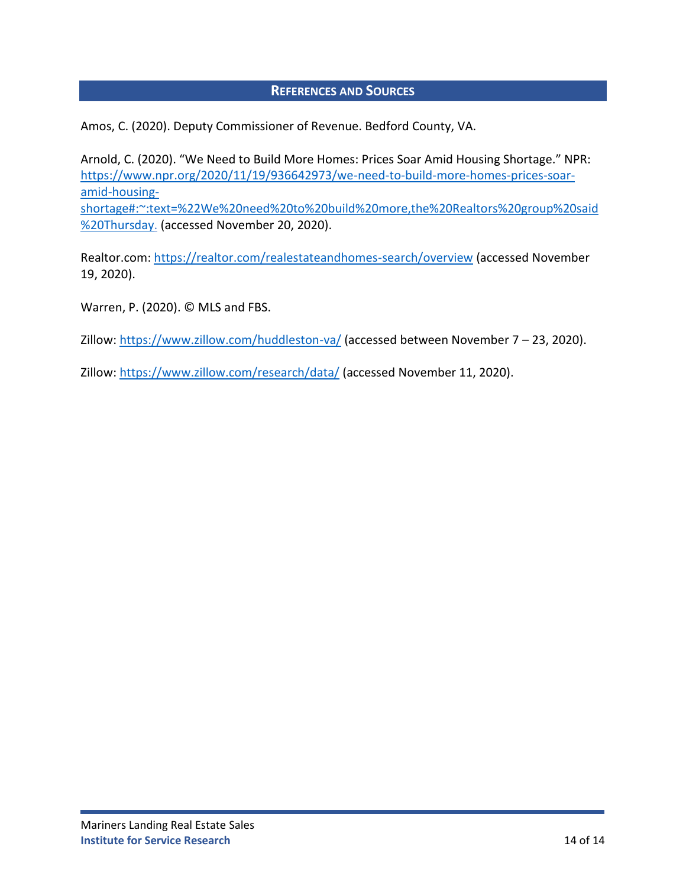## References and Sources

Amos, C. (2020). Deputy Commissioner of Revenue. Bedford County, VA.

Arnold, C. (2020). "We Need to Build More Homes: Prices Soar Amid Housing Shortage." NPR: https://www.npr.org/2020/11/19/936642973/we-need-to-build-more-homes-prices-soar-amid-housing-shortage#:~:text=%22We%20need%20to%20build%20more,the%20Realtors%20group%20said%20Thursday. (accessed November 20, 2020).

Realtor.com: https://realtor.com/realestateandhomes-search/overview (accessed November 19, 2020).

Warren, P. (2020). © MLS and FBS.

Zillow: https://www.zillow.com/huddleston-va/ (accessed between November 7 – 23, 2020).

Zillow: https://www.zillow.com/research/data/ (accessed November 11, 2020).